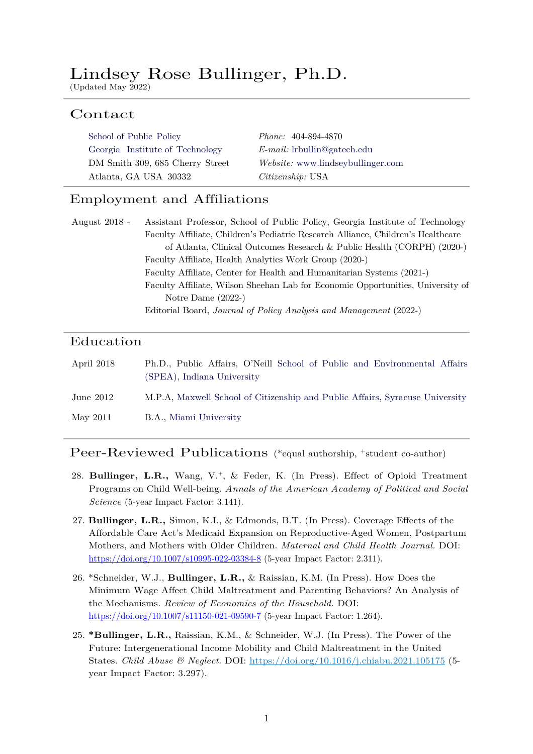# Lindsey Rose Bullinger, Ph.D.

(Updated May 2022)

## Contact

School of Public Policy
Georgia Institute of Technology
DM Smith 309, 685 Cherry Street
Atlanta, GA USA 30332

*Phone:* 404-894-4870
*E-mail:* lrbullin@gatech.edu
*Website:* www.lindseybullinger.com
*Citizenship:* USA

## Employment and Affiliations

August 2018 - Assistant Professor, School of Public Policy, Georgia Institute of Technology
- Faculty Affiliate, Children's Pediatric Research Alliance, Children's Healthcare of Atlanta, Clinical Outcomes Research & Public Health (CORPH) (2020-)
- Faculty Affiliate, Health Analytics Work Group (2020-)
- Faculty Affiliate, Center for Health and Humanitarian Systems (2021-)
- Faculty Affiliate, Wilson Sheehan Lab for Economic Opportunities, University of Notre Dame (2022-)
- Editorial Board, *Journal of Policy Analysis and Management* (2022-)

## Education

April 2018 Ph.D., Public Affairs, O'Neill School of Public and Environmental Affairs (SPEA), Indiana University

June 2012 M.P.A, Maxwell School of Citizenship and Public Affairs, Syracuse University

May 2011 B.A., Miami University

## Peer-Reviewed Publications (*equal authorship, +student co-author)

28. **Bullinger, L.R.,** Wang, V.+, & Feder, K. (In Press). Effect of Opioid Treatment Programs on Child Well-being. *Annals of the American Academy of Political and Social Science* (5-year Impact Factor: 3.141).

27. **Bullinger, L.R.,** Simon, K.I., & Edmonds, B.T. (In Press). Coverage Effects of the Affordable Care Act's Medicaid Expansion on Reproductive-Aged Women, Postpartum Mothers, and Mothers with Older Children. *Maternal and Child Health Journal.* DOI: https://doi.org/10.1007/s10995-022-03384-8 (5-year Impact Factor: 2.311).

26. *Schneider, W.J., **Bullinger, L.R.,** & Raissian, K.M. (In Press). How Does the Minimum Wage Affect Child Maltreatment and Parenting Behaviors? An Analysis of the Mechanisms. *Review of Economics of the Household.* DOI: https://doi.org/10.1007/s11150-021-09590-7 (5-year Impact Factor: 1.264).

25. ***Bullinger, L.R.,** Raissian, K.M., & Schneider, W.J. (In Press). The Power of the Future: Intergenerational Income Mobility and Child Maltreatment in the United States. *Child Abuse & Neglect.* DOI: https://doi.org/10.1016/j.chiabu.2021.105175 (5-year Impact Factor: 3.297).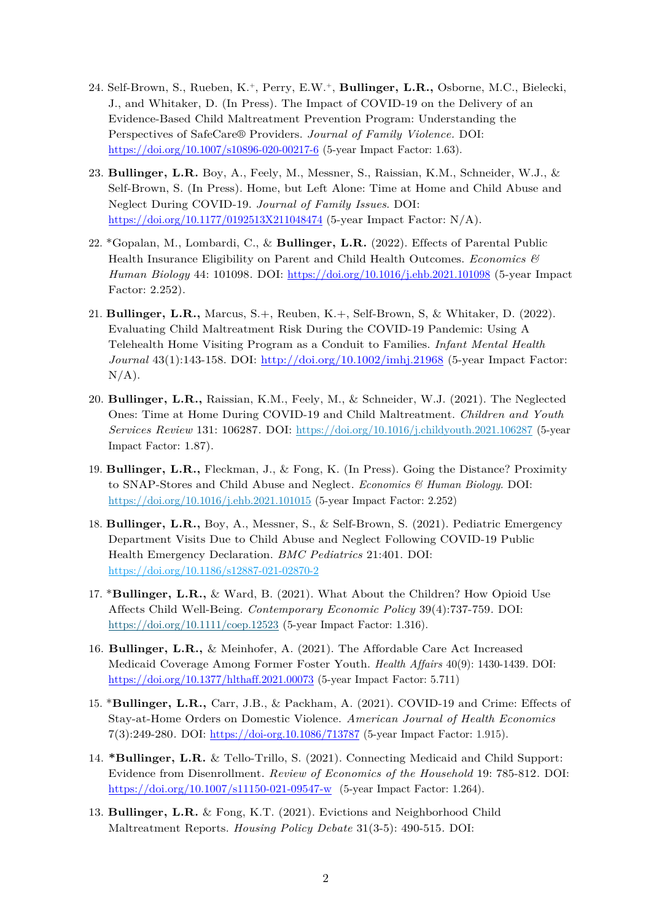24. Self-Brown, S., Rueben, K.⁺, Perry, E.W.⁺, **Bullinger, L.R.,** Osborne, M.C., Bielecki, J., and Whitaker, D. (In Press). The Impact of COVID-19 on the Delivery of an Evidence-Based Child Maltreatment Prevention Program: Understanding the Perspectives of SafeCare® Providers. *Journal of Family Violence.* DOI: https://doi.org/10.1007/s10896-020-00217-6 (5-year Impact Factor: 1.63).

23. **Bullinger, L.R.** Boy, A., Feely, M., Messner, S., Raissian, K.M., Schneider, W.J., & Self-Brown, S. (In Press). Home, but Left Alone: Time at Home and Child Abuse and Neglect During COVID-19. *Journal of Family Issues*. DOI: https://doi.org/10.1177/0192513X211048474 (5-year Impact Factor: N/A).

22. *Gopalan, M., Lombardi, C., & **Bullinger, L.R.** (2022). Effects of Parental Public Health Insurance Eligibility on Parent and Child Health Outcomes. *Economics & Human Biology* 44: 101098. DOI: https://doi.org/10.1016/j.ehb.2021.101098 (5-year Impact Factor: 2.252).

21. **Bullinger, L.R.,** Marcus, S.+, Reuben, K.+, Self-Brown, S, & Whitaker, D. (2022). Evaluating Child Maltreatment Risk During the COVID-19 Pandemic: Using A Telehealth Home Visiting Program as a Conduit to Families. *Infant Mental Health Journal* 43(1):143-158. DOI: http://doi.org/10.1002/imhj.21968 (5-year Impact Factor: N/A).

20. **Bullinger, L.R.,** Raissian, K.M., Feely, M., & Schneider, W.J. (2021). The Neglected Ones: Time at Home During COVID-19 and Child Maltreatment. *Children and Youth Services Review* 131: 106287. DOI: https://doi.org/10.1016/j.childyouth.2021.106287 (5-year Impact Factor: 1.87).

19. **Bullinger, L.R.,** Fleckman, J., & Fong, K. (In Press). Going the Distance? Proximity to SNAP-Stores and Child Abuse and Neglect. *Economics & Human Biology.* DOI: https://doi.org/10.1016/j.ehb.2021.101015 (5-year Impact Factor: 2.252)

18. **Bullinger, L.R.,** Boy, A., Messner, S., & Self-Brown, S. (2021). Pediatric Emergency Department Visits Due to Child Abuse and Neglect Following COVID-19 Public Health Emergency Declaration. *BMC Pediatrics* 21:401. DOI: https://doi.org/10.1186/s12887-021-02870-2

17. ***Bullinger, L.R.,** & Ward, B. (2021). What About the Children? How Opioid Use Affects Child Well-Being. *Contemporary Economic Policy* 39(4):737-759. DOI: https://doi.org/10.1111/coep.12523 (5-year Impact Factor: 1.316).

16. **Bullinger, L.R.,** & Meinhofer, A. (2021). The Affordable Care Act Increased Medicaid Coverage Among Former Foster Youth. *Health Affairs* 40(9): 1430-1439. DOI: https://doi.org/10.1377/hlthaff.2021.00073 (5-year Impact Factor: 5.711)

15. ***Bullinger, L.R.,** Carr, J.B., & Packham, A. (2021). COVID-19 and Crime: Effects of Stay-at-Home Orders on Domestic Violence. *American Journal of Health Economics* 7(3):249-280. DOI: https://doi-org.10.1086/713787 (5-year Impact Factor: 1.915).

14. ***Bullinger, L.R.** & Tello-Trillo, S. (2021). Connecting Medicaid and Child Support: Evidence from Disenrollment. *Review of Economics of the Household* 19: 785-812. DOI: https://doi.org/10.1007/s11150-021-09547-w (5-year Impact Factor: 1.264).

13. **Bullinger, L.R.** & Fong, K.T. (2021). Evictions and Neighborhood Child Maltreatment Reports. *Housing Policy Debate* 31(3-5): 490-515. DOI: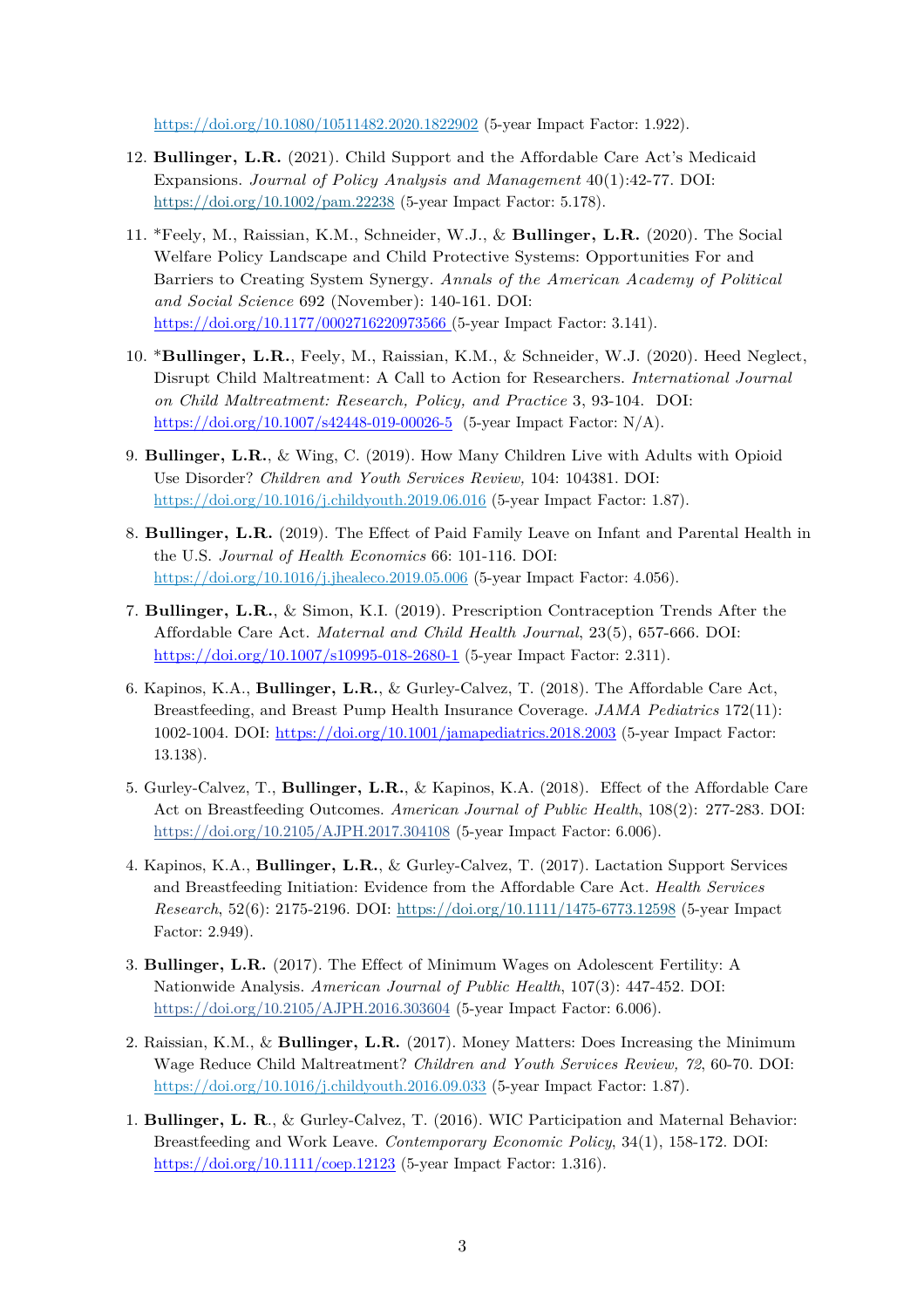https://doi.org/10.1080/10511482.2020.1822902 (5-year Impact Factor: 1.922).

12. **Bullinger, L.R.** (2021). Child Support and the Affordable Care Act's Medicaid Expansions. *Journal of Policy Analysis and Management* 40(1):42-77. DOI: https://doi.org/10.1002/pam.22238 (5-year Impact Factor: 5.178).

11. *Feely, M., Raissian, K.M., Schneider, W.J., & **Bullinger, L.R.** (2020). The Social Welfare Policy Landscape and Child Protective Systems: Opportunities For and Barriers to Creating System Synergy. *Annals of the American Academy of Political and Social Science* 692 (November): 140-161. DOI: https://doi.org/10.1177/0002716220973566 (5-year Impact Factor: 3.141).

10. ***Bullinger, L.R.**, Feely, M., Raissian, K.M., & Schneider, W.J. (2020). Heed Neglect, Disrupt Child Maltreatment: A Call to Action for Researchers. *International Journal on Child Maltreatment: Research, Policy, and Practice* 3, 93-104. DOI: https://doi.org/10.1007/s42448-019-00026-5 (5-year Impact Factor: N/A).

9. **Bullinger, L.R.**, & Wing, C. (2019). How Many Children Live with Adults with Opioid Use Disorder? *Children and Youth Services Review,* 104: 104381. DOI: https://doi.org/10.1016/j.childyouth.2019.06.016 (5-year Impact Factor: 1.87).

8. **Bullinger, L.R.** (2019). The Effect of Paid Family Leave on Infant and Parental Health in the U.S. *Journal of Health Economics* 66: 101-116. DOI: https://doi.org/10.1016/j.jhealeco.2019.05.006 (5-year Impact Factor: 4.056).

7. **Bullinger, L.R.**, & Simon, K.I. (2019). Prescription Contraception Trends After the Affordable Care Act. *Maternal and Child Health Journal*, 23(5), 657-666. DOI: https://doi.org/10.1007/s10995-018-2680-1 (5-year Impact Factor: 2.311).

6. Kapinos, K.A., **Bullinger, L.R.**, & Gurley-Calvez, T. (2018). The Affordable Care Act, Breastfeeding, and Breast Pump Health Insurance Coverage. *JAMA Pediatrics* 172(11): 1002-1004. DOI: https://doi.org/10.1001/jamapediatrics.2018.2003 (5-year Impact Factor: 13.138).

5. Gurley-Calvez, T., **Bullinger, L.R.**, & Kapinos, K.A. (2018). Effect of the Affordable Care Act on Breastfeeding Outcomes. *American Journal of Public Health*, 108(2): 277-283. DOI: https://doi.org/10.2105/AJPH.2017.304108 (5-year Impact Factor: 6.006).

4. Kapinos, K.A., **Bullinger, L.R.**, & Gurley-Calvez, T. (2017). Lactation Support Services and Breastfeeding Initiation: Evidence from the Affordable Care Act. *Health Services Research*, 52(6): 2175-2196. DOI: https://doi.org/10.1111/1475-6773.12598 (5-year Impact Factor: 2.949).

3. **Bullinger, L.R.** (2017). The Effect of Minimum Wages on Adolescent Fertility: A Nationwide Analysis. *American Journal of Public Health*, 107(3): 447-452. DOI: https://doi.org/10.2105/AJPH.2016.303604 (5-year Impact Factor: 6.006).

2. Raissian, K.M., & **Bullinger, L.R.** (2017). Money Matters: Does Increasing the Minimum Wage Reduce Child Maltreatment? *Children and Youth Services Review, 72*, 60-70. DOI: https://doi.org/10.1016/j.childyouth.2016.09.033 (5-year Impact Factor: 1.87).

1. **Bullinger, L. R.**, & Gurley-Calvez, T. (2016). WIC Participation and Maternal Behavior: Breastfeeding and Work Leave. *Contemporary Economic Policy*, 34(1), 158-172. DOI: https://doi.org/10.1111/coep.12123 (5-year Impact Factor: 1.316).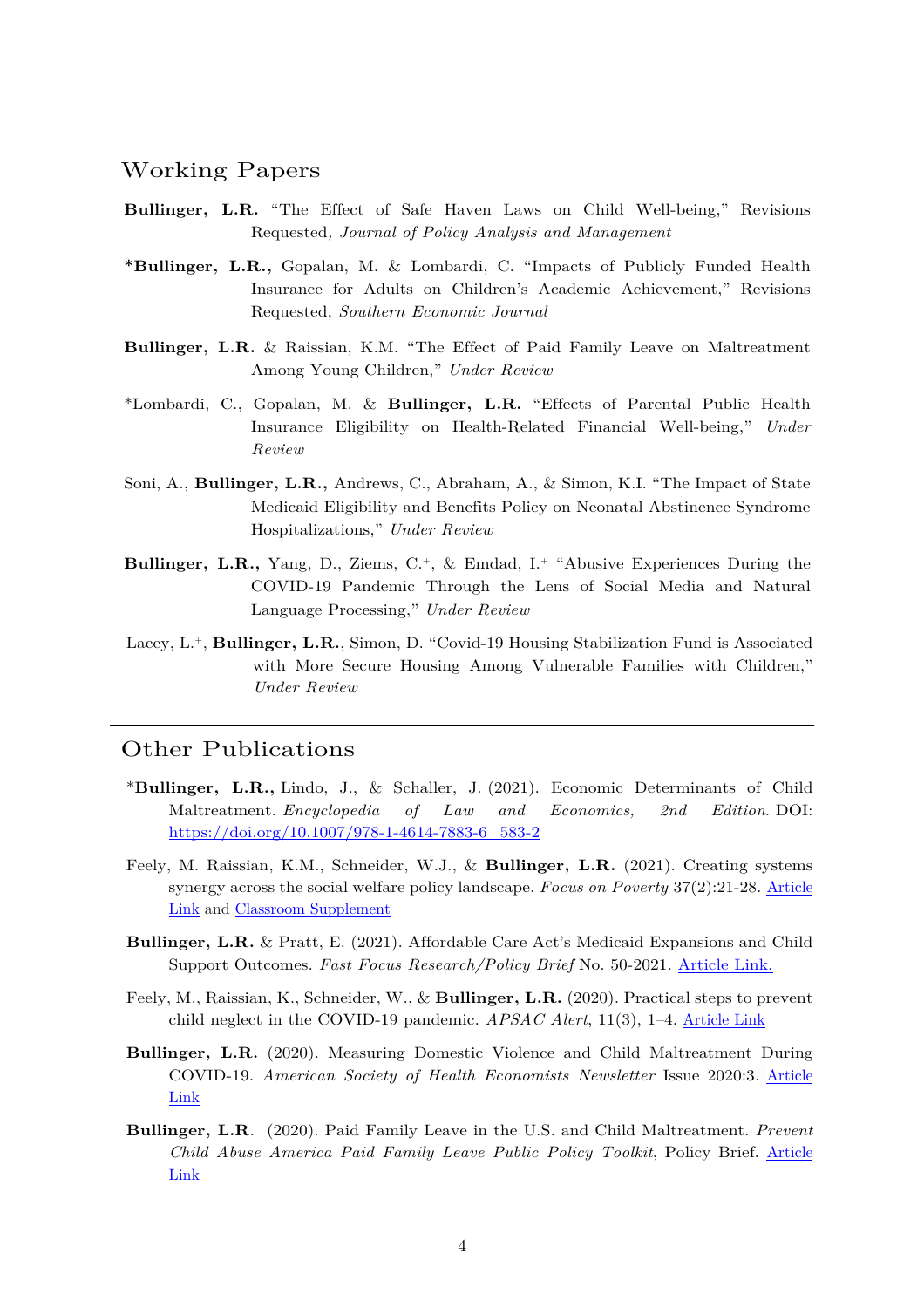## Working Papers

**Bullinger, L.R.** "The Effect of Safe Haven Laws on Child Well-being," Revisions Requested, *Journal of Policy Analysis and Management*

***Bullinger, L.R.,** Gopalan, M. & Lombardi, C. "Impacts of Publicly Funded Health Insurance for Adults on Children's Academic Achievement," Revisions Requested, *Southern Economic Journal*

**Bullinger, L.R.** & Raissian, K.M. "The Effect of Paid Family Leave on Maltreatment Among Young Children," *Under Review*

*Lombardi, C., Gopalan, M. & **Bullinger, L.R.** "Effects of Parental Public Health Insurance Eligibility on Health-Related Financial Well-being," *Under Review*

Soni, A., **Bullinger, L.R.,** Andrews, C., Abraham, A., & Simon, K.I. "The Impact of State Medicaid Eligibility and Benefits Policy on Neonatal Abstinence Syndrome Hospitalizations," *Under Review*

**Bullinger, L.R.,** Yang, D., Ziems, C.[+], & Emdad, I.[+] "Abusive Experiences During the COVID-19 Pandemic Through the Lens of Social Media and Natural Language Processing," *Under Review*

Lacey, L.[+], **Bullinger, L.R.**, Simon, D. "Covid-19 Housing Stabilization Fund is Associated with More Secure Housing Among Vulnerable Families with Children," *Under Review*

## Other Publications

***Bullinger, L.R.,** Lindo, J., & Schaller, J. (2021). Economic Determinants of Child Maltreatment. *Encyclopedia of Law and Economics, 2nd Edition*. DOI: https://doi.org/10.1007/978-1-4614-7883-6_583-2

Feely, M. Raissian, K.M., Schneider, W.J., & **Bullinger, L.R.** (2021). Creating systems synergy across the social welfare policy landscape. *Focus on Poverty* 37(2):21-28. Article Link and Classroom Supplement

**Bullinger, L.R.** & Pratt, E. (2021). Affordable Care Act's Medicaid Expansions and Child Support Outcomes. *Fast Focus Research/Policy Brief* No. 50-2021. Article Link.

Feely, M., Raissian, K., Schneider, W., & **Bullinger, L.R.** (2020). Practical steps to prevent child neglect in the COVID-19 pandemic. *APSAC Alert*, 11(3), 1–4. Article Link

**Bullinger, L.R.** (2020). Measuring Domestic Violence and Child Maltreatment During COVID-19. *American Society of Health Economists Newsletter* Issue 2020:3. Article Link

**Bullinger, L.R**. (2020). Paid Family Leave in the U.S. and Child Maltreatment. *Prevent Child Abuse America Paid Family Leave Public Policy Toolkit*, Policy Brief. Article Link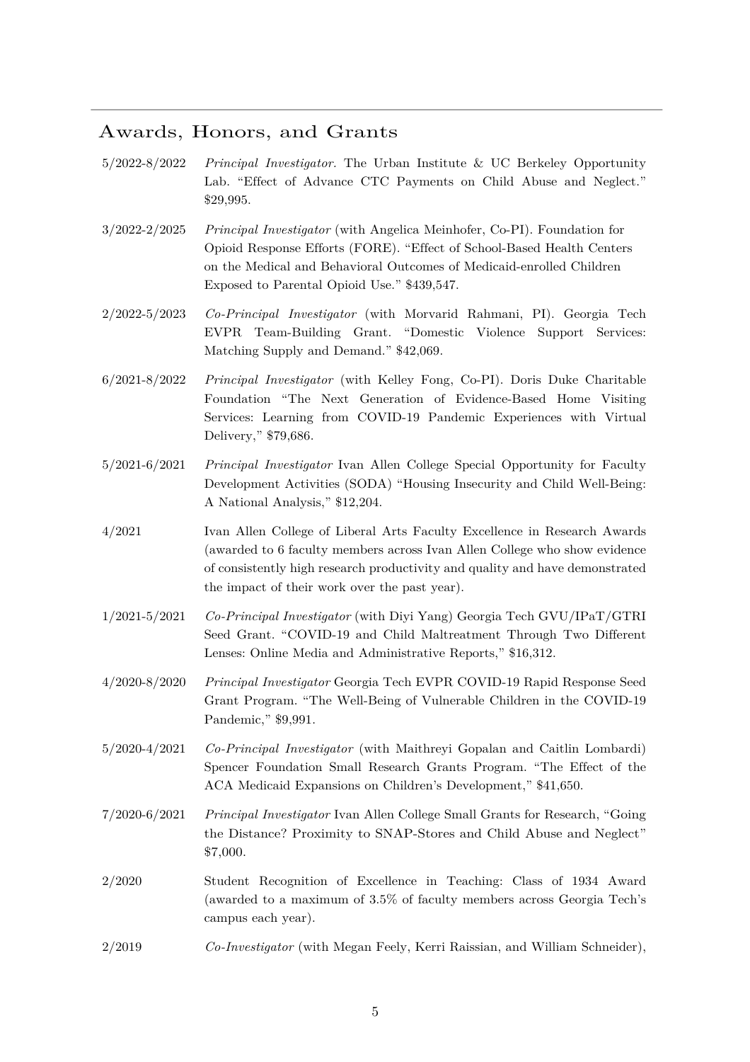## Awards, Honors, and Grants

5/2022-8/2022 *Principal Investigator*. The Urban Institute & UC Berkeley Opportunity Lab. "Effect of Advance CTC Payments on Child Abuse and Neglect." $29,995.

3/2022-2/2025 *Principal Investigator* (with Angelica Meinhofer, Co-PI). Foundation for Opioid Response Efforts (FORE). "Effect of School-Based Health Centers on the Medical and Behavioral Outcomes of Medicaid-enrolled Children Exposed to Parental Opioid Use." $439,547.

2/2022-5/2023 *Co-Principal Investigator* (with Morvarid Rahmani, PI). Georgia Tech EVPR Team-Building Grant. "Domestic Violence Support Services: Matching Supply and Demand." $42,069.

6/2021-8/2022 *Principal Investigator* (with Kelley Fong, Co-PI). Doris Duke Charitable Foundation "The Next Generation of Evidence-Based Home Visiting Services: Learning from COVID-19 Pandemic Experiences with Virtual Delivery," $79,686.

5/2021-6/2021 *Principal Investigator* Ivan Allen College Special Opportunity for Faculty Development Activities (SODA) "Housing Insecurity and Child Well-Being: A National Analysis," $12,204.

4/2021 Ivan Allen College of Liberal Arts Faculty Excellence in Research Awards (awarded to 6 faculty members across Ivan Allen College who show evidence of consistently high research productivity and quality and have demonstrated the impact of their work over the past year).

1/2021-5/2021 *Co-Principal Investigator* (with Diyi Yang) Georgia Tech GVU/IPaT/GTRI Seed Grant. "COVID-19 and Child Maltreatment Through Two Different Lenses: Online Media and Administrative Reports," $16,312.

4/2020-8/2020 *Principal Investigator* Georgia Tech EVPR COVID-19 Rapid Response Seed Grant Program. "The Well-Being of Vulnerable Children in the COVID-19 Pandemic," $9,991.

5/2020-4/2021 *Co-Principal Investigator* (with Maithreyi Gopalan and Caitlin Lombardi) Spencer Foundation Small Research Grants Program. "The Effect of the ACA Medicaid Expansions on Children's Development," $41,650.

7/2020-6/2021 *Principal Investigator* Ivan Allen College Small Grants for Research, "Going the Distance? Proximity to SNAP-Stores and Child Abuse and Neglect" $7,000.

2/2020 Student Recognition of Excellence in Teaching: Class of 1934 Award (awarded to a maximum of 3.5% of faculty members across Georgia Tech's campus each year).

2/2019 *Co-Investigator* (with Megan Feely, Kerri Raissian, and William Schneider),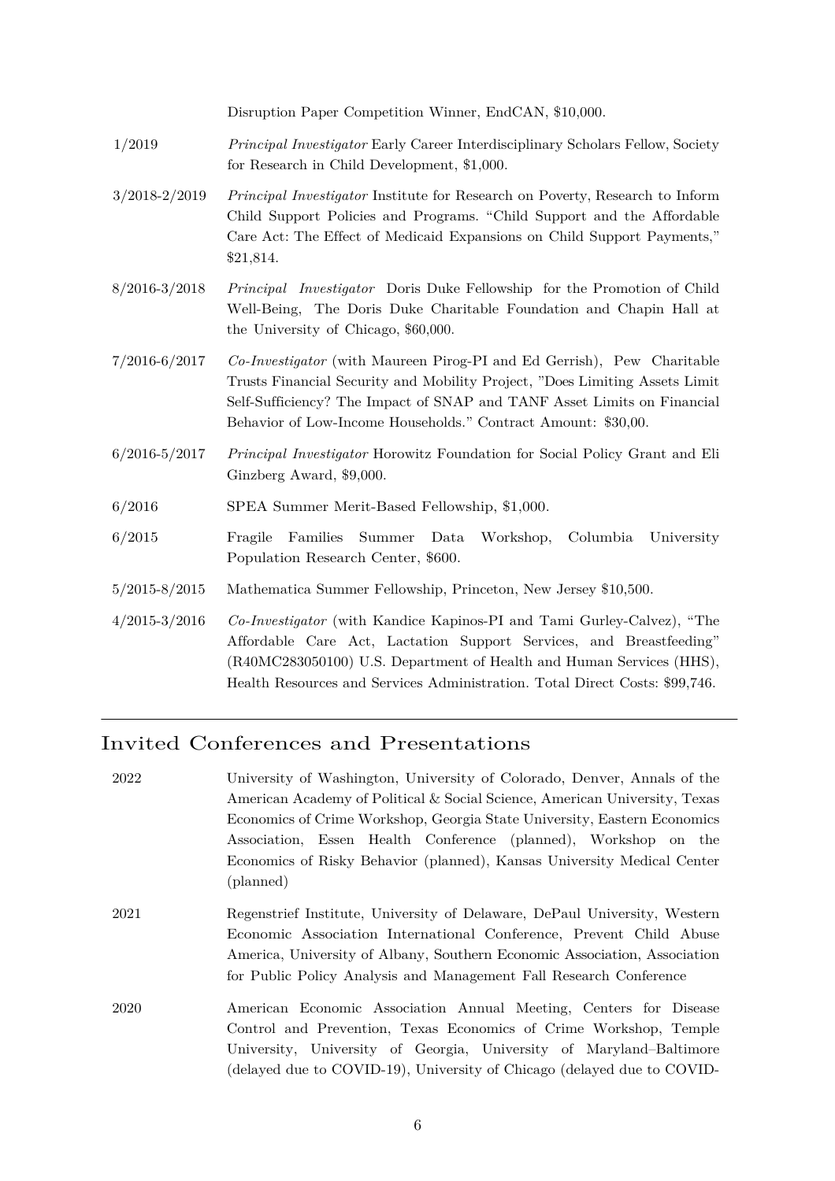Disruption Paper Competition Winner, EndCAN, $10,000.

1/2019 — *Principal Investigator* Early Career Interdisciplinary Scholars Fellow, Society for Research in Child Development, $1,000.

3/2018-2/2019 — *Principal Investigator* Institute for Research on Poverty, Research to Inform Child Support Policies and Programs. "Child Support and the Affordable Care Act: The Effect of Medicaid Expansions on Child Support Payments," $21,814.

8/2016-3/2018 — *Principal Investigator* Doris Duke Fellowship for the Promotion of Child Well-Being, The Doris Duke Charitable Foundation and Chapin Hall at the University of Chicago, $60,000.

7/2016-6/2017 — *Co-Investigator* (with Maureen Pirog-PI and Ed Gerrish), Pew Charitable Trusts Financial Security and Mobility Project, "Does Limiting Assets Limit Self-Sufficiency? The Impact of SNAP and TANF Asset Limits on Financial Behavior of Low-Income Households." Contract Amount: $30,00.

6/2016-5/2017 — *Principal Investigator* Horowitz Foundation for Social Policy Grant and Eli Ginzberg Award, $9,000.

6/2016 — SPEA Summer Merit-Based Fellowship, $1,000.

6/2015 — Fragile Families Summer Data Workshop, Columbia University Population Research Center, $600.

5/2015-8/2015 — Mathematica Summer Fellowship, Princeton, New Jersey $10,500.

4/2015-3/2016 — *Co-Investigator* (with Kandice Kapinos-PI and Tami Gurley-Calvez), "The Affordable Care Act, Lactation Support Services, and Breastfeeding" (R40MC283050100) U.S. Department of Health and Human Services (HHS), Health Resources and Services Administration. Total Direct Costs: $99,746.

## Invited Conferences and Presentations

2022 — University of Washington, University of Colorado, Denver, Annals of the American Academy of Political & Social Science, American University, Texas Economics of Crime Workshop, Georgia State University, Eastern Economics Association, Essen Health Conference (planned), Workshop on the Economics of Risky Behavior (planned), Kansas University Medical Center (planned)

2021 — Regenstrief Institute, University of Delaware, DePaul University, Western Economic Association International Conference, Prevent Child Abuse America, University of Albany, Southern Economic Association, Association for Public Policy Analysis and Management Fall Research Conference

2020 — American Economic Association Annual Meeting, Centers for Disease Control and Prevention, Texas Economics of Crime Workshop, Temple University, University of Georgia, University of Maryland–Baltimore (delayed due to COVID-19), University of Chicago (delayed due to COVID-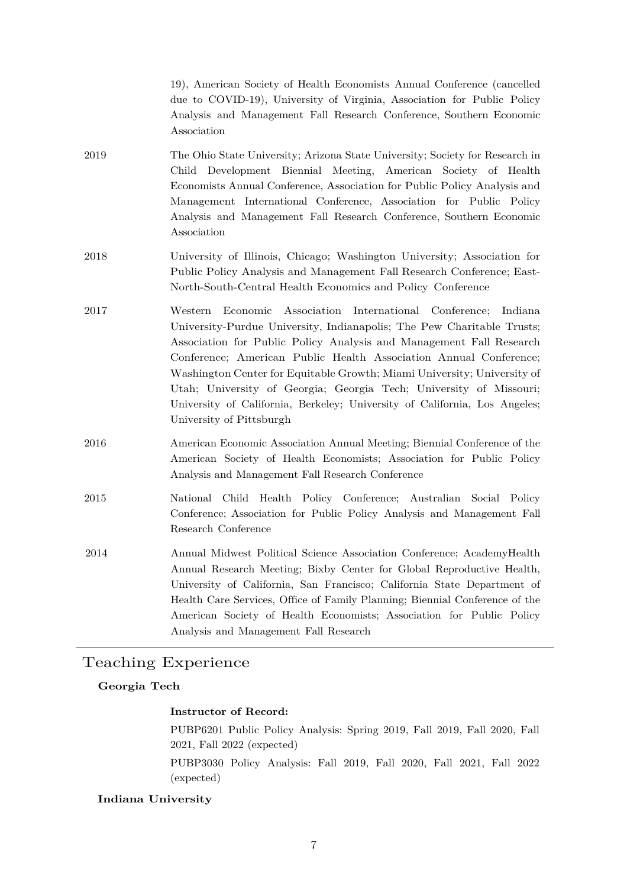19), American Society of Health Economists Annual Conference (cancelled due to COVID-19), University of Virginia, Association for Public Policy Analysis and Management Fall Research Conference, Southern Economic Association

2019 The Ohio State University; Arizona State University; Society for Research in Child Development Biennial Meeting, American Society of Health Economists Annual Conference, Association for Public Policy Analysis and Management International Conference, Association for Public Policy Analysis and Management Fall Research Conference, Southern Economic Association

2018 University of Illinois, Chicago; Washington University; Association for Public Policy Analysis and Management Fall Research Conference; East-North-South-Central Health Economics and Policy Conference

2017 Western Economic Association International Conference; Indiana University-Purdue University, Indianapolis; The Pew Charitable Trusts; Association for Public Policy Analysis and Management Fall Research Conference; American Public Health Association Annual Conference; Washington Center for Equitable Growth; Miami University; University of Utah; University of Georgia; Georgia Tech; University of Missouri; University of California, Berkeley; University of California, Los Angeles; University of Pittsburgh

2016 American Economic Association Annual Meeting; Biennial Conference of the American Society of Health Economists; Association for Public Policy Analysis and Management Fall Research Conference

2015 National Child Health Policy Conference; Australian Social Policy Conference; Association for Public Policy Analysis and Management Fall Research Conference

2014 Annual Midwest Political Science Association Conference; AcademyHealth Annual Research Meeting; Bixby Center for Global Reproductive Health, University of California, San Francisco; California State Department of Health Care Services, Office of Family Planning; Biennial Conference of the American Society of Health Economists; Association for Public Policy Analysis and Management Fall Research

## Teaching Experience

**Georgia Tech**

**Instructor of Record:**

PUBP6201 Public Policy Analysis: Spring 2019, Fall 2019, Fall 2020, Fall 2021, Fall 2022 (expected)

PUBP3030 Policy Analysis: Fall 2019, Fall 2020, Fall 2021, Fall 2022 (expected)

**Indiana University**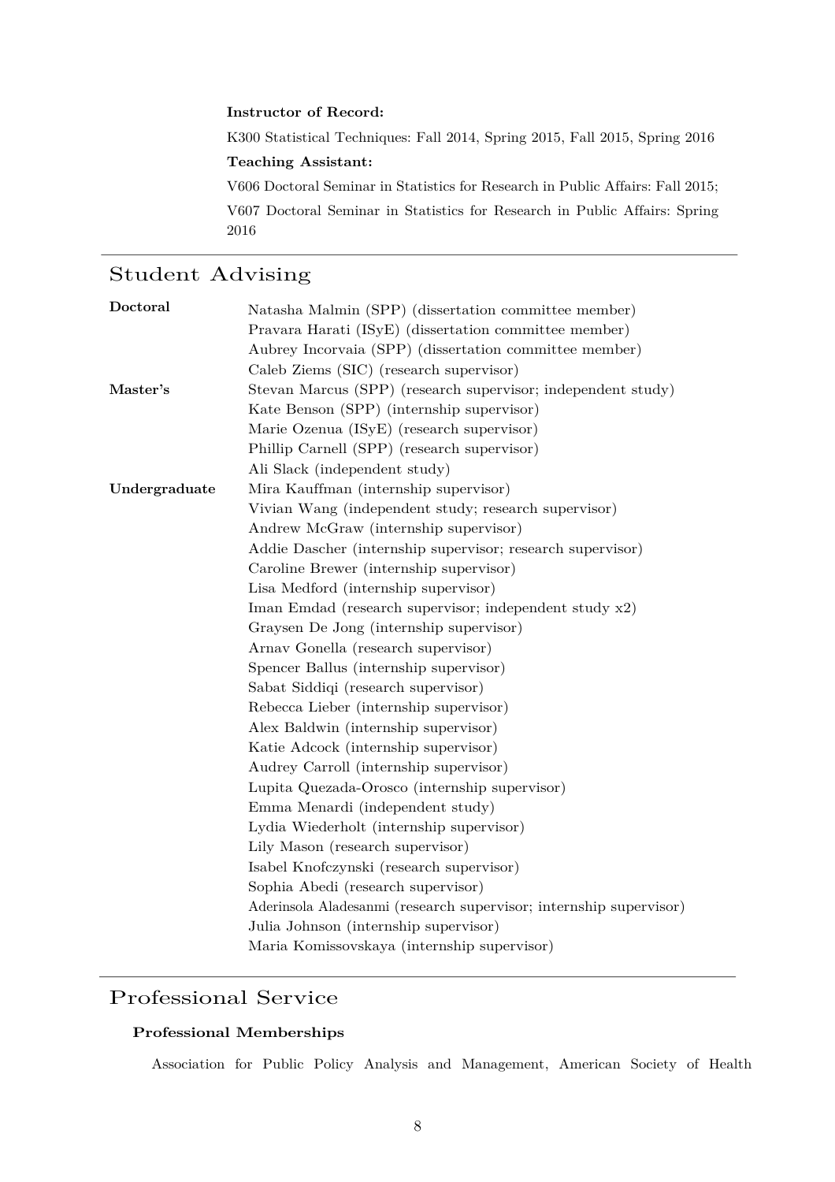**Instructor of Record:**

K300 Statistical Techniques: Fall 2014, Spring 2015, Fall 2015, Spring 2016

**Teaching Assistant:**

V606 Doctoral Seminar in Statistics for Research in Public Affairs: Fall 2015;

V607 Doctoral Seminar in Statistics for Research in Public Affairs: Spring 2016

## Student Advising

**Doctoral**

- Natasha Malmin (SPP) (dissertation committee member)
- Pravara Harati (ISyE) (dissertation committee member)
- Aubrey Incorvaia (SPP) (dissertation committee member)
- Caleb Ziems (SIC) (research supervisor)

**Master's**

- Stevan Marcus (SPP) (research supervisor; independent study)
- Kate Benson (SPP) (internship supervisor)
- Marie Ozenua (ISyE) (research supervisor)
- Phillip Carnell (SPP) (research supervisor)
- Ali Slack (independent study)

**Undergraduate**

- Mira Kauffman (internship supervisor)
- Vivian Wang (independent study; research supervisor)
- Andrew McGraw (internship supervisor)
- Addie Dascher (internship supervisor; research supervisor)
- Caroline Brewer (internship supervisor)
- Lisa Medford (internship supervisor)
- Iman Emdad (research supervisor; independent study x2)
- Graysen De Jong (internship supervisor)
- Arnav Gonella (research supervisor)
- Spencer Ballus (internship supervisor)
- Sabat Siddiqi (research supervisor)
- Rebecca Lieber (internship supervisor)
- Alex Baldwin (internship supervisor)
- Katie Adcock (internship supervisor)
- Audrey Carroll (internship supervisor)
- Lupita Quezada-Orosco (internship supervisor)
- Emma Menardi (independent study)
- Lydia Wiederholt (internship supervisor)
- Lily Mason (research supervisor)
- Isabel Knofczynski (research supervisor)
- Sophia Abedi (research supervisor)
- Aderinsola Aladesanmi (research supervisor; internship supervisor)
- Julia Johnson (internship supervisor)
- Maria Komissovskaya (internship supervisor)

## Professional Service

### Professional Memberships

Association for Public Policy Analysis and Management, American Society of Health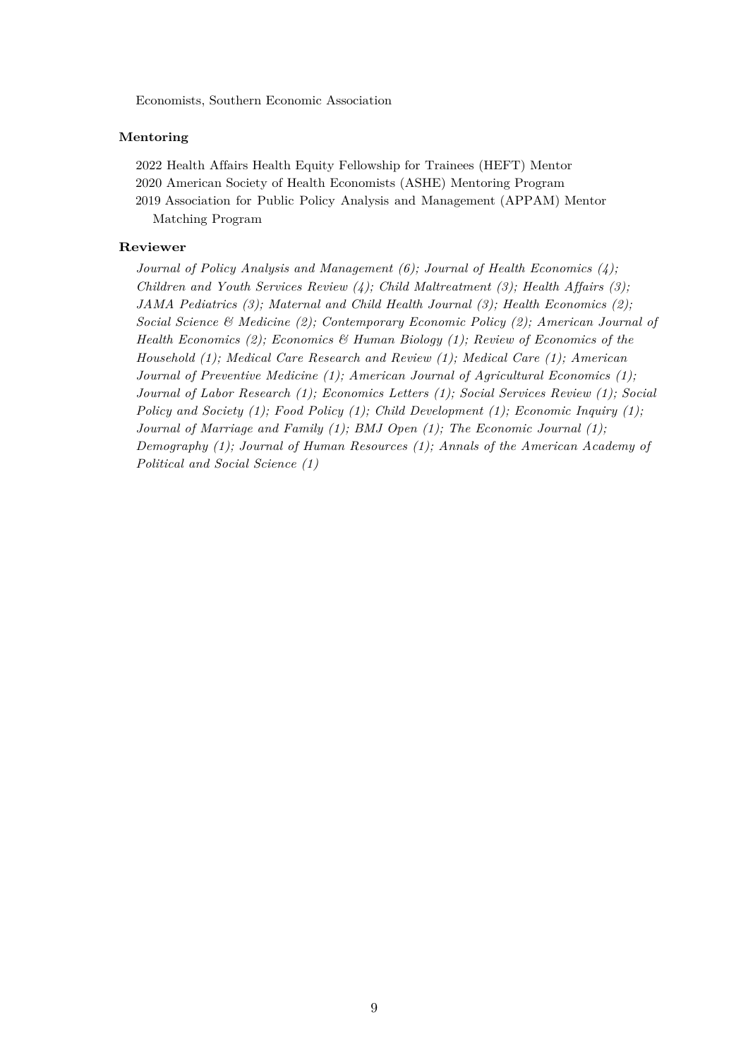Economists, Southern Economic Association

### Mentoring

2022 Health Affairs Health Equity Fellowship for Trainees (HEFT) Mentor
2020 American Society of Health Economists (ASHE) Mentoring Program
2019 Association for Public Policy Analysis and Management (APPAM) Mentor Matching Program

### Reviewer

*Journal of Policy Analysis and Management (6); Journal of Health Economics (4); Children and Youth Services Review (4); Child Maltreatment (3); Health Affairs (3); JAMA Pediatrics (3); Maternal and Child Health Journal (3); Health Economics (2); Social Science & Medicine (2); Contemporary Economic Policy (2); American Journal of Health Economics (2); Economics & Human Biology (1); Review of Economics of the Household (1); Medical Care Research and Review (1); Medical Care (1); American Journal of Preventive Medicine (1); American Journal of Agricultural Economics (1); Journal of Labor Research (1); Economics Letters (1); Social Services Review (1); Social Policy and Society (1); Food Policy (1); Child Development (1); Economic Inquiry (1); Journal of Marriage and Family (1); BMJ Open (1); The Economic Journal (1); Demography (1); Journal of Human Resources (1); Annals of the American Academy of Political and Social Science (1)*